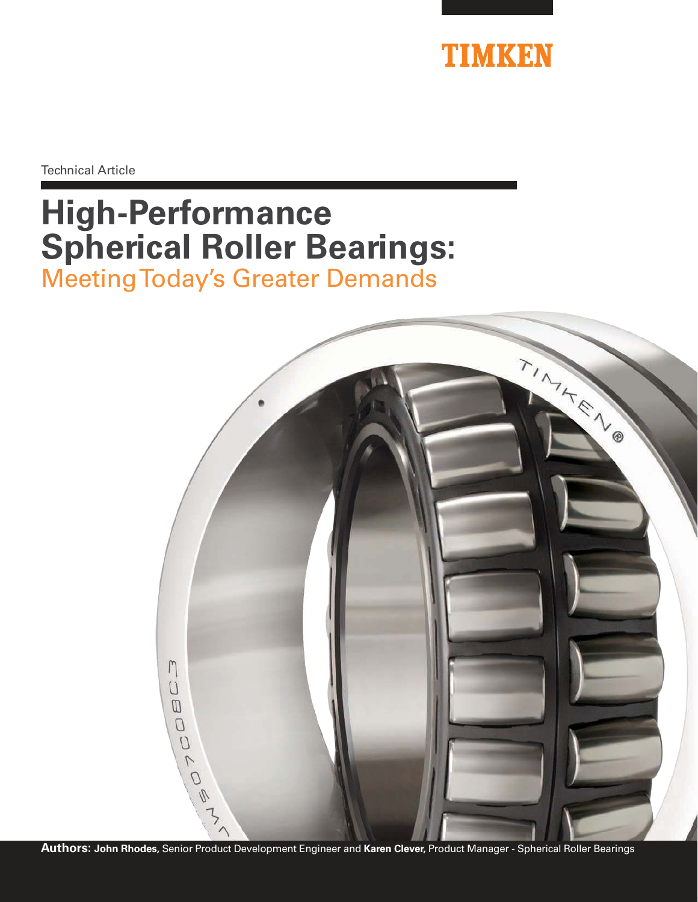TIMKEN

Technical Article

# High-Performance Spherical Roller Bearings:

## Meeting Today's Greater Demands

**Authors:** **John Rhodes,** Senior Product Development Engineer and **Karen Clever,** Product Manager - Spherical Roller Bearings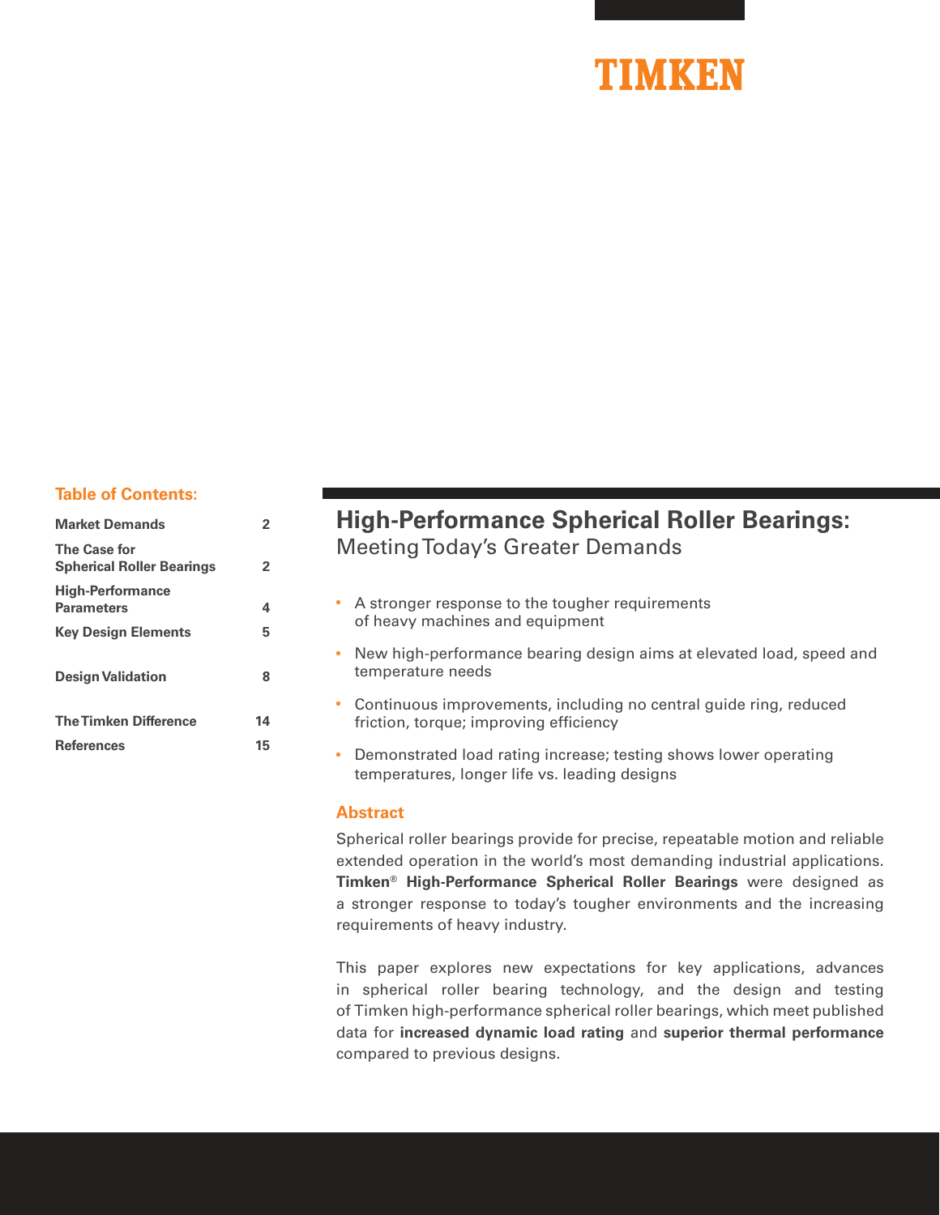TIMKEN

## Table of Contents:

| | |
|---|---|
| **Market Demands** | **2** |
| **The Case for Spherical Roller Bearings** | **2** |
| **High-Performance Parameters** | **4** |
| **Key Design Elements** | **5** |
| **Design Validation** | **8** |
| **The Timken Difference** | **14** |
| **References** | **15** |

# High-Performance Spherical Roller Bearings: Meeting Today's Greater Demands

- A stronger response to the tougher requirements of heavy machines and equipment
- New high-performance bearing design aims at elevated load, speed and temperature needs
- Continuous improvements, including no central guide ring, reduced friction, torque; improving efficiency
- Demonstrated load rating increase; testing shows lower operating temperatures, longer life vs. leading designs

## Abstract

Spherical roller bearings provide for precise, repeatable motion and reliable extended operation in the world's most demanding industrial applications. **Timken® High-Performance Spherical Roller Bearings** were designed as a stronger response to today's tougher environments and the increasing requirements of heavy industry.

This paper explores new expectations for key applications, advances in spherical roller bearing technology, and the design and testing of Timken high-performance spherical roller bearings, which meet published data for **increased dynamic load rating** and **superior thermal performance** compared to previous designs.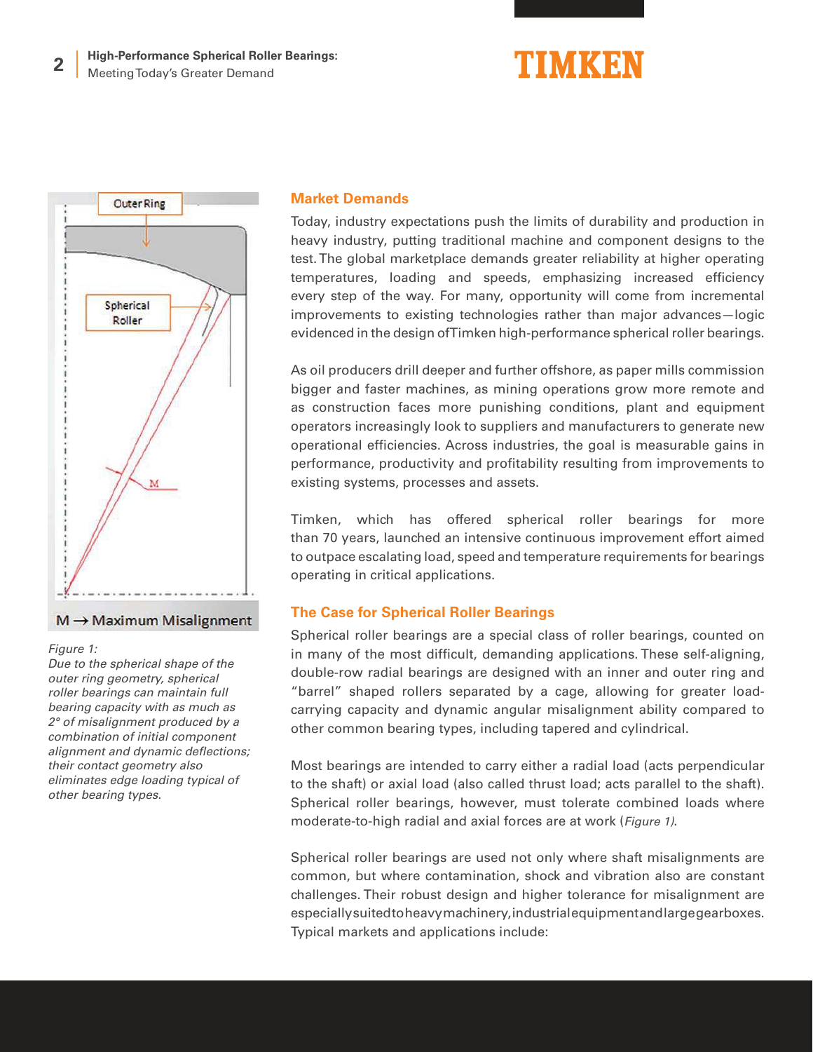## Market Demands

Today, industry expectations push the limits of durability and production in heavy industry, putting traditional machine and component designs to the test. The global marketplace demands greater reliability at higher operating temperatures, loading and speeds, emphasizing increased efficiency every step of the way. For many, opportunity will come from incremental improvements to existing technologies rather than major advances—logic evidenced in the design of Timken high-performance spherical roller bearings.

As oil producers drill deeper and further offshore, as paper mills commission bigger and faster machines, as mining operations grow more remote and as construction faces more punishing conditions, plant and equipment operators increasingly look to suppliers and manufacturers to generate new operational efficiencies. Across industries, the goal is measurable gains in performance, productivity and profitability resulting from improvements to existing systems, processes and assets.

Timken, which has offered spherical roller bearings for more than 70 years, launched an intensive continuous improvement effort aimed to outpace escalating load, speed and temperature requirements for bearings operating in critical applications.

## The Case for Spherical Roller Bearings

Spherical roller bearings are a special class of roller bearings, counted on in many of the most difficult, demanding applications. These self-aligning, double-row radial bearings are designed with an inner and outer ring and "barrel" shaped rollers separated by a cage, allowing for greater load-carrying capacity and dynamic angular misalignment ability compared to other common bearing types, including tapered and cylindrical.

Most bearings are intended to carry either a radial load (acts perpendicular to the shaft) or axial load (also called thrust load; acts parallel to the shaft). Spherical roller bearings, however, must tolerate combined loads where moderate-to-high radial and axial forces are at work (*Figure 1*).

Outer Ring

Spherical Roller

M

M → Maximum Misalignment

*Figure 1: Due to the spherical shape of the outer ring geometry, spherical roller bearings can maintain full bearing capacity with as much as 2° of misalignment produced by a combination of initial component alignment and dynamic deflections; their contact geometry also eliminates edge loading typical of other bearing types.*

Spherical roller bearings are used not only where shaft misalignments are common, but where contamination, shock and vibration also are constant challenges. Their robust design and higher tolerance for misalignment are especially suited to heavy machinery, industrial equipment and large gearboxes. Typical markets and applications include: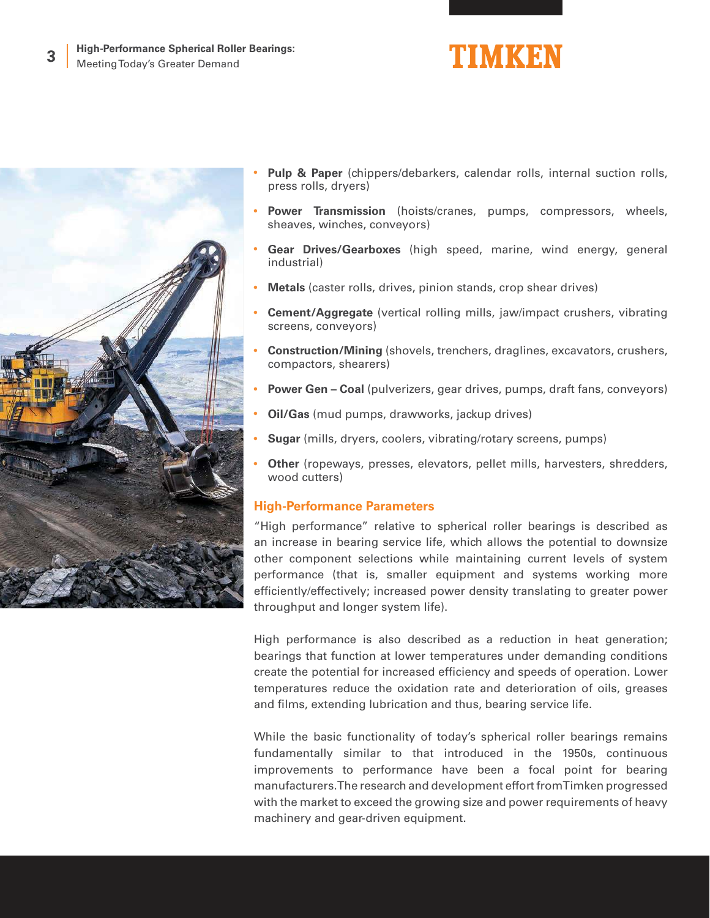- **Pulp & Paper** (chippers/debarkers, calendar rolls, internal suction rolls, press rolls, dryers)
- **Power Transmission** (hoists/cranes, pumps, compressors, wheels, sheaves, winches, conveyors)
- **Gear Drives/Gearboxes** (high speed, marine, wind energy, general industrial)
- **Metals** (caster rolls, drives, pinion stands, crop shear drives)
- **Cement/Aggregate** (vertical rolling mills, jaw/impact crushers, vibrating screens, conveyors)
- **Construction/Mining** (shovels, trenchers, draglines, excavators, crushers, compactors, shearers)
- **Power Gen – Coal** (pulverizers, gear drives, pumps, draft fans, conveyors)
- **Oil/Gas** (mud pumps, drawworks, jackup drives)
- **Sugar** (mills, dryers, coolers, vibrating/rotary screens, pumps)
- **Other** (ropeways, presses, elevators, pellet mills, harvesters, shredders, wood cutters)

## High-Performance Parameters

"High performance" relative to spherical roller bearings is described as an increase in bearing service life, which allows the potential to downsize other component selections while maintaining current levels of system performance (that is, smaller equipment and systems working more efficiently/effectively; increased power density translating to greater power throughput and longer system life).

High performance is also described as a reduction in heat generation; bearings that function at lower temperatures under demanding conditions create the potential for increased efficiency and speeds of operation. Lower temperatures reduce the oxidation rate and deterioration of oils, greases and films, extending lubrication and thus, bearing service life.

While the basic functionality of today's spherical roller bearings remains fundamentally similar to that introduced in the 1950s, continuous improvements to performance have been a focal point for bearing manufacturers. The research and development effort from Timken progressed with the market to exceed the growing size and power requirements of heavy machinery and gear-driven equipment.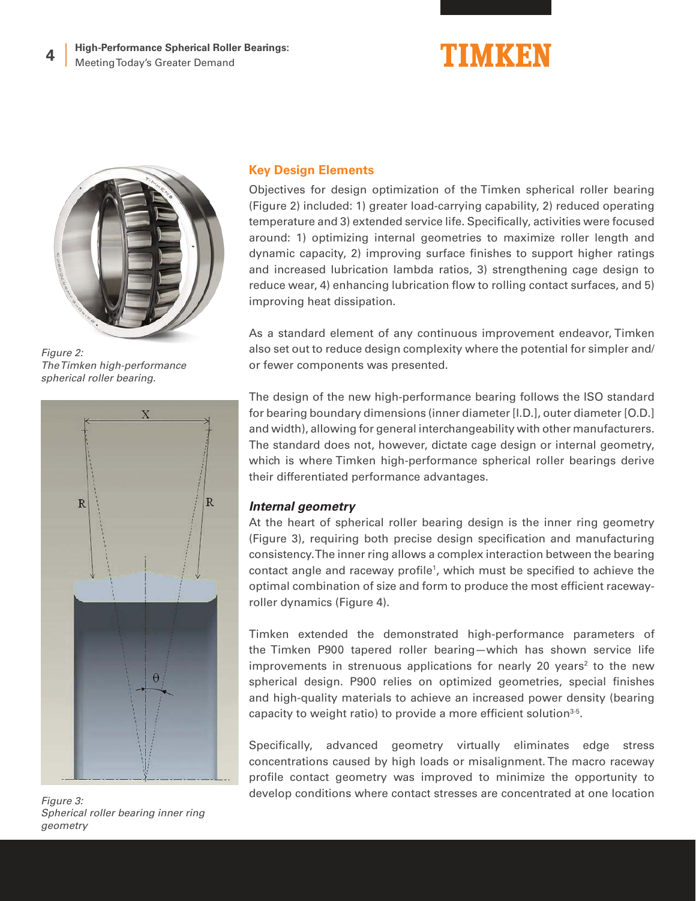## Key Design Elements

Objectives for design optimization of the Timken spherical roller bearing (Figure 2) included: 1) greater load-carrying capability, 2) reduced operating temperature and 3) extended service life. Specifically, activities were focused around: 1) optimizing internal geometries to maximize roller length and dynamic capacity, 2) improving surface finishes to support higher ratings and increased lubrication lambda ratios, 3) strengthening cage design to reduce wear, 4) enhancing lubrication flow to rolling contact surfaces, and 5) improving heat dissipation.

As a standard element of any continuous improvement endeavor, Timken also set out to reduce design complexity where the potential for simpler and/or fewer components was presented.

*Figure 2: The Timken high-performance spherical roller bearing.*

The design of the new high-performance bearing follows the ISO standard for bearing boundary dimensions (inner diameter [I.D.], outer diameter [O.D.] and width), allowing for general interchangeability with other manufacturers. The standard does not, however, dictate cage design or internal geometry, which is where Timken high-performance spherical roller bearings derive their differentiated performance advantages.

### *Internal geometry*

At the heart of spherical roller bearing design is the inner ring geometry (Figure 3), requiring both precise design specification and manufacturing consistency. The inner ring allows a complex interaction between the bearing contact angle and raceway profile[1], which must be specified to achieve the optimal combination of size and form to produce the most efficient raceway-roller dynamics (Figure 4).

*Figure 3: Spherical roller bearing inner ring geometry*

Timken extended the demonstrated high-performance parameters of the Timken P900 tapered roller bearing—which has shown service life improvements in strenuous applications for nearly 20 years[2] to the new spherical design. P900 relies on optimized geometries, special finishes and high-quality materials to achieve an increased power density (bearing capacity to weight ratio) to provide a more efficient solution[3-5].

Specifically, advanced geometry virtually eliminates edge stress concentrations caused by high loads or misalignment. The macro raceway profile contact geometry was improved to minimize the opportunity to develop conditions where contact stresses are concentrated at one location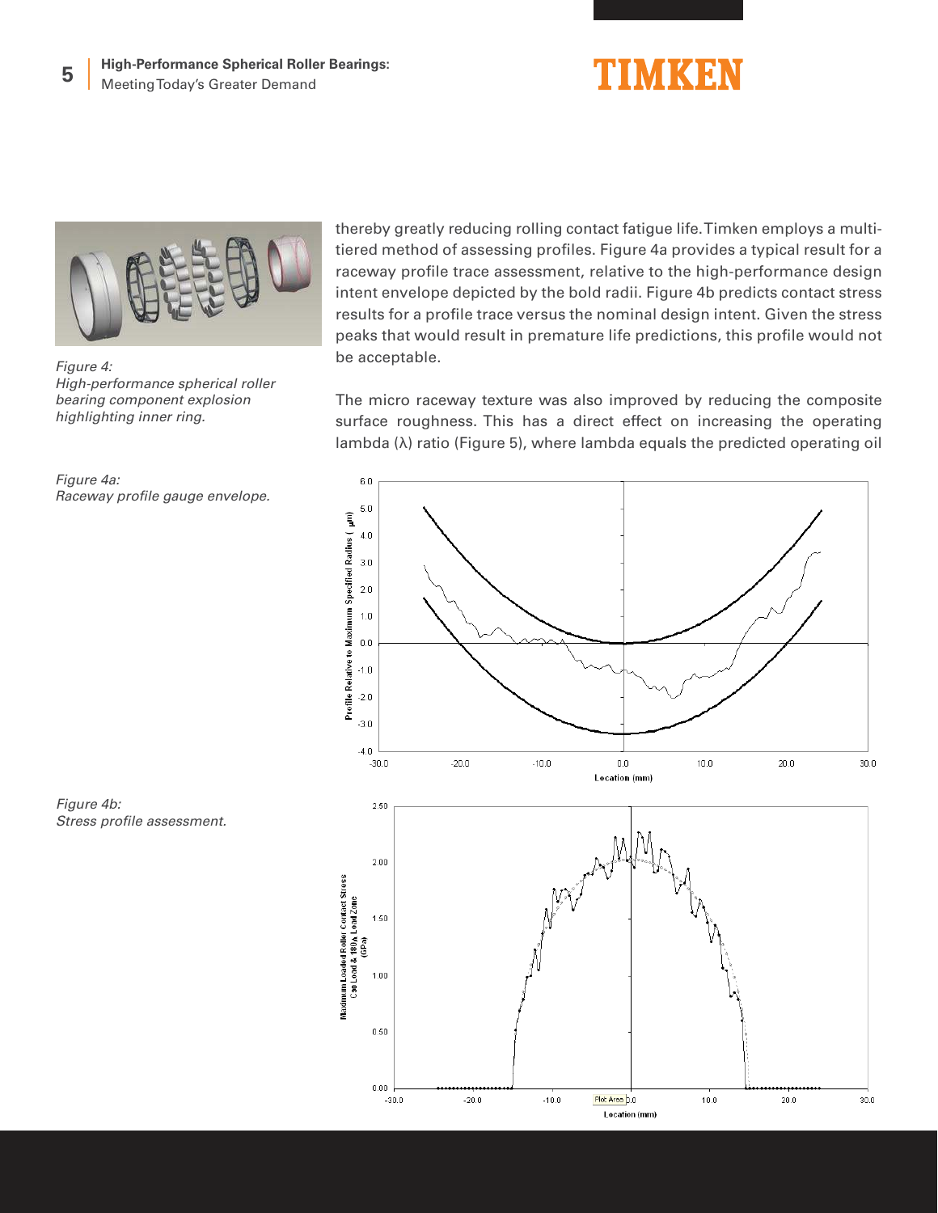*Figure 4:*
*High-performance spherical roller bearing component explosion highlighting inner ring.*

thereby greatly reducing rolling contact fatigue life. Timken employs a multi-tiered method of assessing profiles. Figure 4a provides a typical result for a raceway profile trace assessment, relative to the high-performance design intent envelope depicted by the bold radii. Figure 4b predicts contact stress results for a profile trace versus the nominal design intent. Given the stress peaks that would result in premature life predictions, this profile would not be acceptable.

The micro raceway texture was also improved by reducing the composite surface roughness. This has a direct effect on increasing the operating lambda (λ) ratio (Figure 5), where lambda equals the predicted operating oil

*Figure 4a:*
*Raceway profile gauge envelope.*

*Figure 4b:*
*Stress profile assessment.*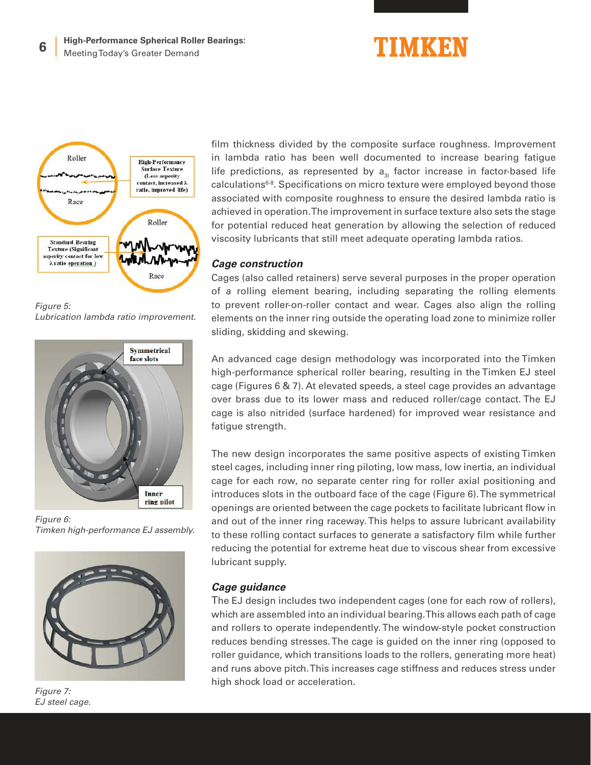Figure 5:
Lubrication lambda ratio improvement.

Figure 6:
Timken high-performance EJ assembly.

Figure 7:
EJ steel cage.

film thickness divided by the composite surface roughness. Improvement in lambda ratio has been well documented to increase bearing fatigue life predictions, as represented by $a_{3l}$ factor increase in factor-based life calculations[6-8]. Specifications on micro texture were employed beyond those associated with composite roughness to ensure the desired lambda ratio is achieved in operation. The improvement in surface texture also sets the stage for potential reduced heat generation by allowing the selection of reduced viscosity lubricants that still meet adequate operating lambda ratios.

### *Cage construction*

Cages (also called retainers) serve several purposes in the proper operation of a rolling element bearing, including separating the rolling elements to prevent roller-on-roller contact and wear. Cages also align the rolling elements on the inner ring outside the operating load zone to minimize roller sliding, skidding and skewing.

An advanced cage design methodology was incorporated into the Timken high-performance spherical roller bearing, resulting in the Timken EJ steel cage (Figures 6 & 7). At elevated speeds, a steel cage provides an advantage over brass due to its lower mass and reduced roller/cage contact. The EJ cage is also nitrided (surface hardened) for improved wear resistance and fatigue strength.

The new design incorporates the same positive aspects of existing Timken steel cages, including inner ring piloting, low mass, low inertia, an individual cage for each row, no separate center ring for roller axial positioning and introduces slots in the outboard face of the cage (Figure 6). The symmetrical openings are oriented between the cage pockets to facilitate lubricant flow in and out of the inner ring raceway. This helps to assure lubricant availability to these rolling contact surfaces to generate a satisfactory film while further reducing the potential for extreme heat due to viscous shear from excessive lubricant supply.

### *Cage guidance*

The EJ design includes two independent cages (one for each row of rollers), which are assembled into an individual bearing. This allows each path of cage and rollers to operate independently. The window-style pocket construction reduces bending stresses. The cage is guided on the inner ring (opposed to roller guidance, which transitions loads to the rollers, generating more heat) and runs above pitch. This increases cage stiffness and reduces stress under high shock load or acceleration.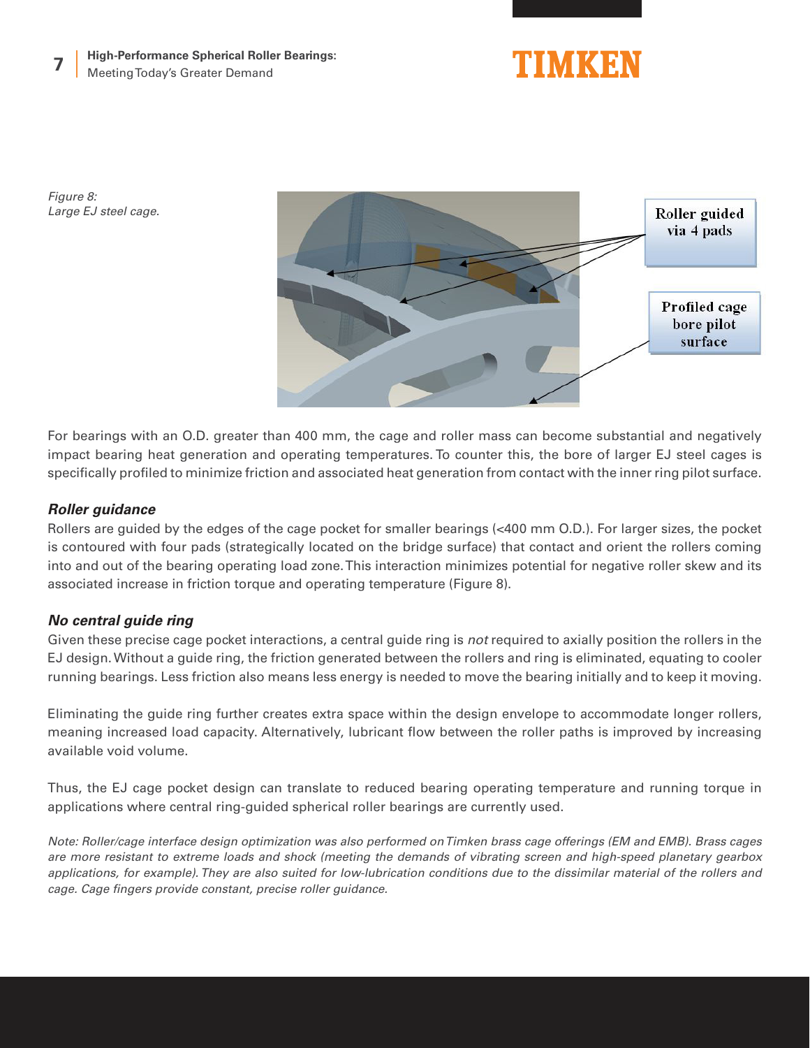*Figure 8:*
*Large EJ steel cage.*

For bearings with an O.D. greater than 400 mm, the cage and roller mass can become substantial and negatively impact bearing heat generation and operating temperatures. To counter this, the bore of larger EJ steel cages is specifically profiled to minimize friction and associated heat generation from contact with the inner ring pilot surface.

### *Roller guidance*

Rollers are guided by the edges of the cage pocket for smaller bearings (<400 mm O.D.). For larger sizes, the pocket is contoured with four pads (strategically located on the bridge surface) that contact and orient the rollers coming into and out of the bearing operating load zone. This interaction minimizes potential for negative roller skew and its associated increase in friction torque and operating temperature (Figure 8).

### *No central guide ring*

Given these precise cage pocket interactions, a central guide ring is *not* required to axially position the rollers in the EJ design. Without a guide ring, the friction generated between the rollers and ring is eliminated, equating to cooler running bearings. Less friction also means less energy is needed to move the bearing initially and to keep it moving.

Eliminating the guide ring further creates extra space within the design envelope to accommodate longer rollers, meaning increased load capacity. Alternatively, lubricant flow between the roller paths is improved by increasing available void volume.

Thus, the EJ cage pocket design can translate to reduced bearing operating temperature and running torque in applications where central ring-guided spherical roller bearings are currently used.

*Note: Roller/cage interface design optimization was also performed on Timken brass cage offerings (EM and EMB). Brass cages are more resistant to extreme loads and shock (meeting the demands of vibrating screen and high-speed planetary gearbox applications, for example). They are also suited for low-lubrication conditions due to the dissimilar material of the rollers and cage. Cage fingers provide constant, precise roller guidance.*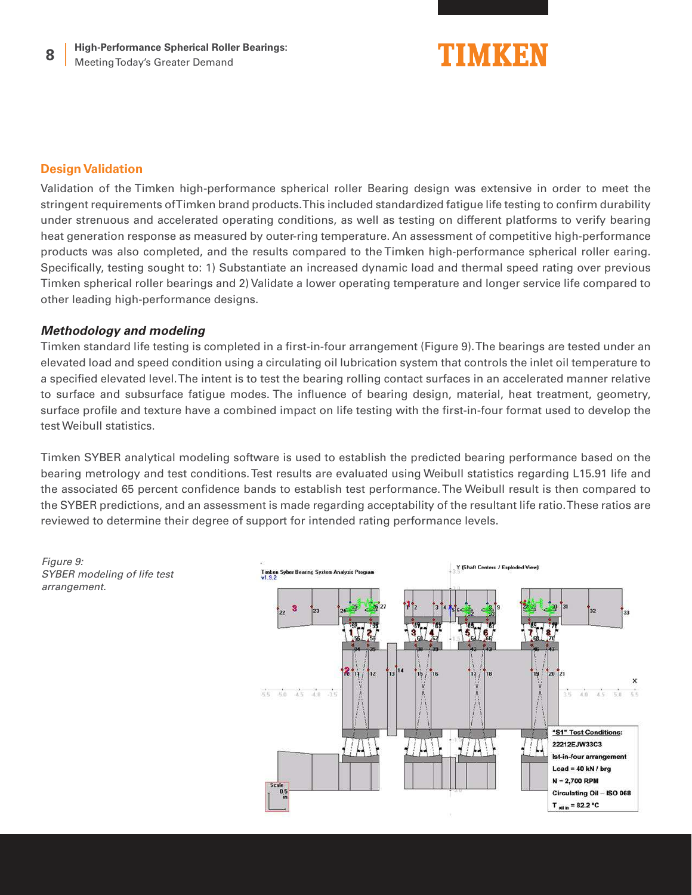## Design Validation

Validation of the Timken high-performance spherical roller Bearing design was extensive in order to meet the stringent requirements ofTimken brand products. This included standardized fatigue life testing to confirm durability under strenuous and accelerated operating conditions, as well as testing on different platforms to verify bearing heat generation response as measured by outer-ring temperature. An assessment of competitive high-performance products was also completed, and the results compared to the Timken high-performance spherical roller earing. Specifically, testing sought to: 1) Substantiate an increased dynamic load and thermal speed rating over previous Timken spherical roller bearings and 2) Validate a lower operating temperature and longer service life compared to other leading high-performance designs.

### *Methodology and modeling*

Timken standard life testing is completed in a first-in-four arrangement (Figure 9). The bearings are tested under an elevated load and speed condition using a circulating oil lubrication system that controls the inlet oil temperature to a specified elevated level. The intent is to test the bearing rolling contact surfaces in an accelerated manner relative to surface and subsurface fatigue modes. The influence of bearing design, material, heat treatment, geometry, surface profile and texture have a combined impact on life testing with the first-in-four format used to develop the test Weibull statistics.

Timken SYBER analytical modeling software is used to establish the predicted bearing performance based on the bearing metrology and test conditions. Test results are evaluated using Weibull statistics regarding L15.91 life and the associated 65 percent confidence bands to establish test performance. The Weibull result is then compared to the SYBER predictions, and an assessment is made regarding acceptability of the resultant life ratio. These ratios are reviewed to determine their degree of support for intended rating performance levels.

*Figure 9: SYBER modeling of life test arrangement.*

"S1" Test Conditions:
22212EJW33C3
Ist-in-four arrangement
Load = 40 kN / brg
N = 2,700 RPM
Circulating Oil – ISO 068
$T_{oil\ in}$ = 82.2 °C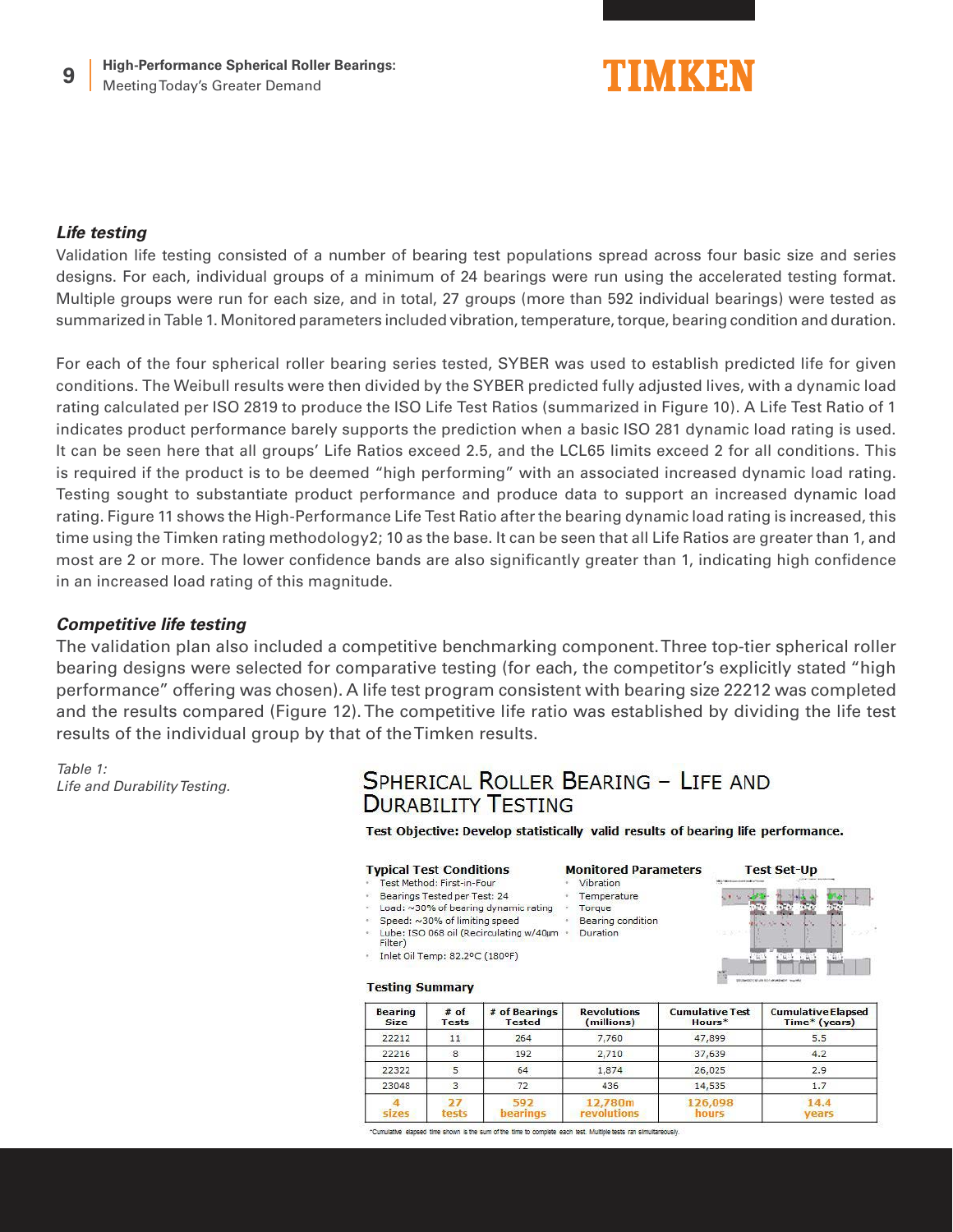### *Life testing*

Validation life testing consisted of a number of bearing test populations spread across four basic size and series designs. For each, individual groups of a minimum of 24 bearings were run using the accelerated testing format. Multiple groups were run for each size, and in total, 27 groups (more than 592 individual bearings) were tested as summarized in Table 1. Monitored parameters included vibration, temperature, torque, bearing condition and duration.

For each of the four spherical roller bearing series tested, SYBER was used to establish predicted life for given conditions. The Weibull results were then divided by the SYBER predicted fully adjusted lives, with a dynamic load rating calculated per ISO 2819 to produce the ISO Life Test Ratios (summarized in Figure 10). A Life Test Ratio of 1 indicates product performance barely supports the prediction when a basic ISO 281 dynamic load rating is used. It can be seen here that all groups' Life Ratios exceed 2.5, and the LCL65 limits exceed 2 for all conditions. This is required if the product is to be deemed "high performing" with an associated increased dynamic load rating. Testing sought to substantiate product performance and produce data to support an increased dynamic load rating. Figure 11 shows the High-Performance Life Test Ratio after the bearing dynamic load rating is increased, this time using the Timken rating methodology2; 10 as the base. It can be seen that all Life Ratios are greater than 1, and most are 2 or more. The lower confidence bands are also significantly greater than 1, indicating high confidence in an increased load rating of this magnitude.

### *Competitive life testing*

The validation plan also included a competitive benchmarking component. Three top-tier spherical roller bearing designs were selected for comparative testing (for each, the competitor's explicitly stated "high performance" offering was chosen). A life test program consistent with bearing size 22212 was completed and the results compared (Figure 12). The competitive life ratio was established by dividing the life test results of the individual group by that of the Timken results.

*Table 1:*
*Life and Durability Testing.*

## Spherical Roller Bearing – Life and Durability Testing

**Test Objective: Develop statistically valid results of bearing life performance.**

**Typical Test Conditions**
- Test Method: First-in-Four
- Bearings Tested per Test: 24
- Load: ~30% of bearing dynamic rating
- Speed: ~30% of limiting speed
- Lube: ISO 068 oil (Recirculating w/40μm Filter)
- Inlet Oil Temp: 82.2ºC (180ºF)

**Monitored Parameters**
- Vibration
- Temperature
- Torque
- Bearing condition
- Duration

**Test Set-Up**

**Testing Summary**

| Bearing Size | # of Tests | # of Bearings Tested | Revolutions (millions) | Cumulative Test Hours* | Cumulative Elapsed Time* (years) |
|---|---|---|---|---|---|
| 22212 | 11 | 264 | 7,760 | 47,899 | 5.5 |
| 22216 | 8 | 192 | 2,710 | 37,639 | 4.2 |
| 22322 | 5 | 64 | 1,874 | 26,025 | 2.9 |
| 23048 | 3 | 72 | 436 | 14,535 | 1.7 |
| 4 sizes | 27 tests | 592 bearings | 12,780m revolutions | 126,098 hours | 14.4 years |

*Cumulative elapsed time shown is the sum of the time to complete each test. Multiple tests ran simultaneously.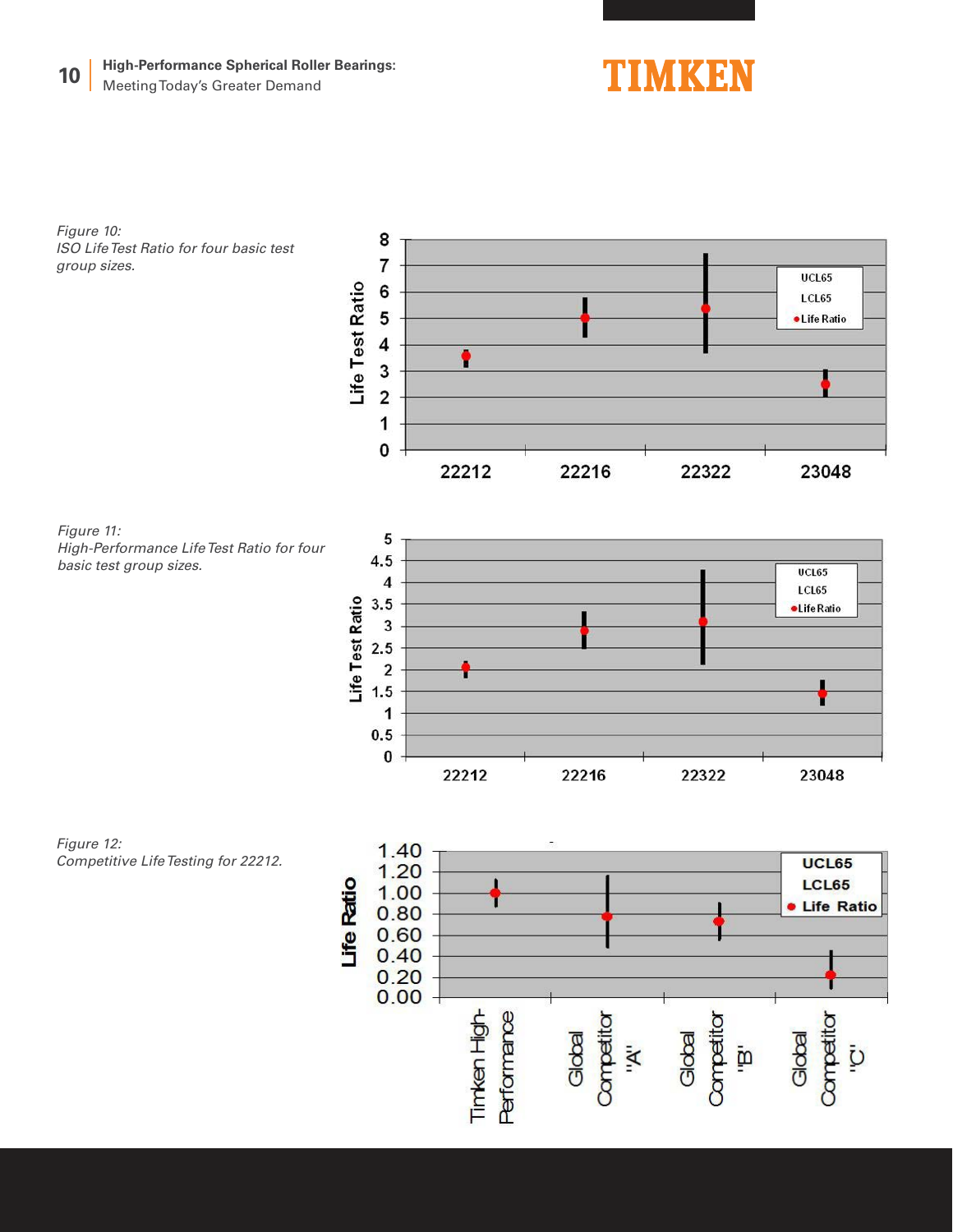Figure 10:
*ISO Life Test Ratio for four basic test group sizes.*

Figure 11:
*High-Performance Life Test Ratio for four basic test group sizes.*

Figure 12:
*Competitive Life Testing for 22212.*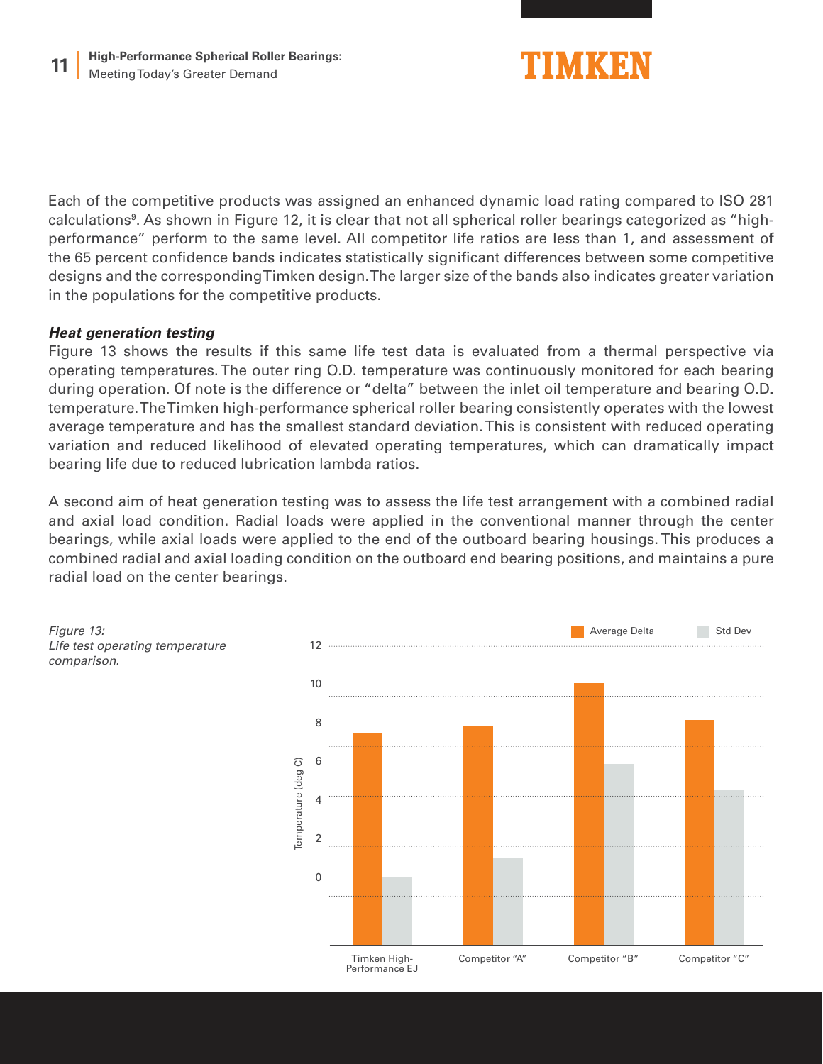Each of the competitive products was assigned an enhanced dynamic load rating compared to ISO 281 calculations[9]. As shown in Figure 12, it is clear that not all spherical roller bearings categorized as "high-performance" perform to the same level. All competitor life ratios are less than 1, and assessment of the 65 percent confidence bands indicates statistically significant differences between some competitive designs and the corresponding Timken design. The larger size of the bands also indicates greater variation in the populations for the competitive products.

***Heat generation testing***

Figure 13 shows the results if this same life test data is evaluated from a thermal perspective via operating temperatures. The outer ring O.D. temperature was continuously monitored for each bearing during operation. Of note is the difference or "delta" between the inlet oil temperature and bearing O.D. temperature. The Timken high-performance spherical roller bearing consistently operates with the lowest average temperature and has the smallest standard deviation. This is consistent with reduced operating variation and reduced likelihood of elevated operating temperatures, which can dramatically impact bearing life due to reduced lubrication lambda ratios.

A second aim of heat generation testing was to assess the life test arrangement with a combined radial and axial load condition. Radial loads were applied in the conventional manner through the center bearings, while axial loads were applied to the end of the outboard bearing housings. This produces a combined radial and axial loading condition on the outboard end bearing positions, and maintains a pure radial load on the center bearings.

*Figure 13:*
*Life test operating temperature comparison.*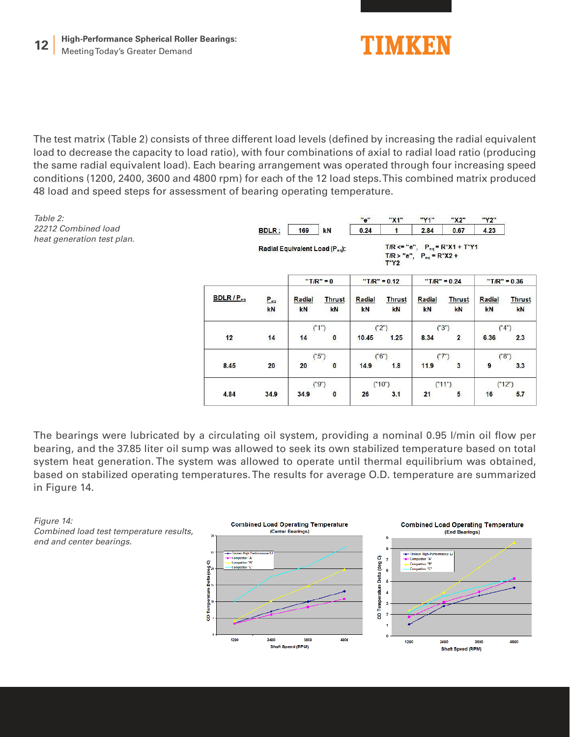The test matrix (Table 2) consists of three different load levels (defined by increasing the radial equivalent load to decrease the capacity to load ratio), with four combinations of axial to radial load ratio (producing the same radial equivalent load). Each bearing arrangement was operated through four increasing speed conditions (1200, 2400, 3600 and 4800 rpm) for each of the 12 load steps. This combined matrix produced 48 load and speed steps for assessment of bearing operating temperature.

*Table 2:*
*22212 Combined load heat generation test plan.*

**BDLR :** 169 kN

| "e" | "X1" | "Y1" | "X2" | "Y2" |
|---|---|---|---|---|
| 0.24 | 1 | 2.84 | 0.67 | 4.23 |

**Radial Equivalent Load ($P_{eq}$):**

T/R <= "e", $P_{eq}$ = R*X1 + T*Y1
T/R > "e", $P_{eq}$ = R*X2 + T*Y2

| BDLR / $P_{eq}$ | $P_{eq}$ kN | "T/R" = 0 Radial kN | Thrust kN | "T/R" = 0.12 Radial kN | Thrust kN | "T/R" = 0.24 Radial kN | Thrust kN | "T/R" = 0.36 Radial kN | Thrust kN |
|---|---|---|---|---|---|---|---|---|---|
| 12 | 14 | ("1") 14 | 0 | ("2") 10.45 | 1.25 | ("3") 8.34 | 2 | ("4") 6.36 | 2.3 |
| 8.45 | 20 | ("5") 20 | 0 | ("6") 14.9 | 1.8 | ("7") 11.9 | 3 | ("8") 9 | 3.3 |
| 4.84 | 34.9 | ("9") 34.9 | 0 | ("10") 26 | 3.1 | ("11") 21 | 5 | ("12") 16 | 5.7 |

The bearings were lubricated by a circulating oil system, providing a nominal 0.95 l/min oil flow per bearing, and the 37.85 liter oil sump was allowed to seek its own stabilized temperature based on total system heat generation. The system was allowed to operate until thermal equilibrium was obtained, based on stabilized operating temperatures. The results for average O.D. temperature are summarized in Figure 14.

*Figure 14:*
*Combined load test temperature results, end and center bearings.*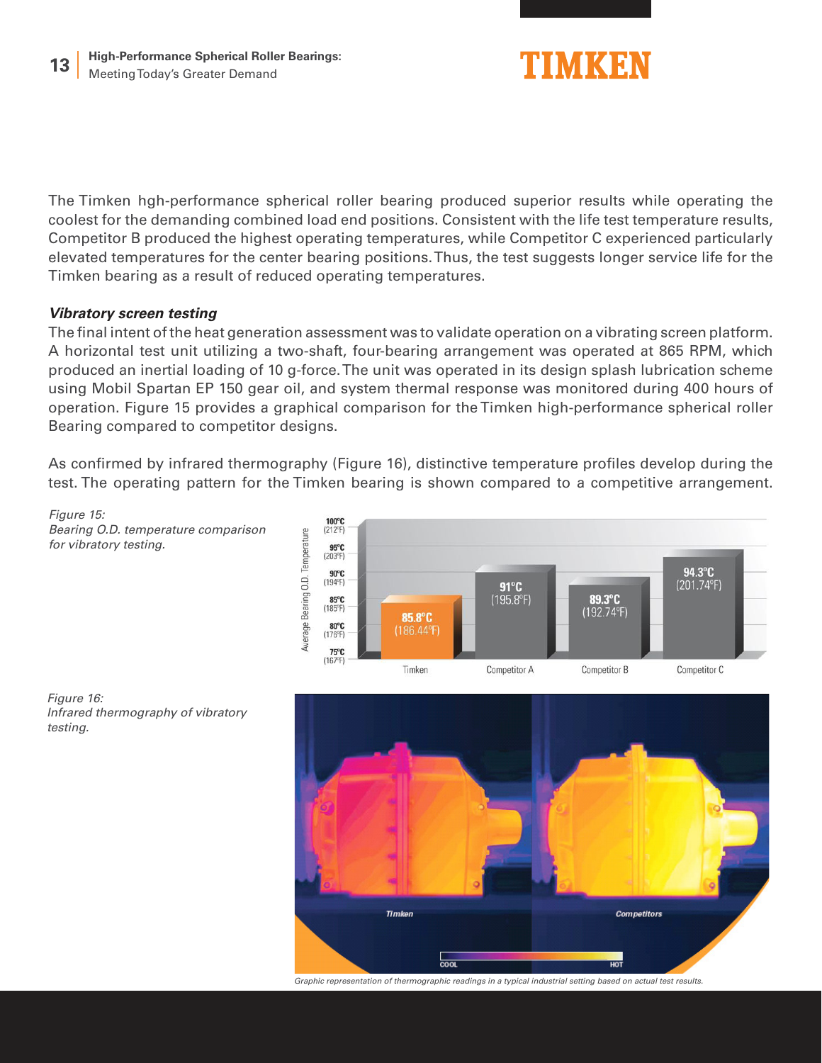The Timken hgh-performance spherical roller bearing produced superior results while operating the coolest for the demanding combined load end positions. Consistent with the life test temperature results, Competitor B produced the highest operating temperatures, while Competitor C experienced particularly elevated temperatures for the center bearing positions. Thus, the test suggests longer service life for the Timken bearing as a result of reduced operating temperatures.

### *Vibratory screen testing*

The final intent of the heat generation assessment was to validate operation on a vibrating screen platform. A horizontal test unit utilizing a two-shaft, four-bearing arrangement was operated at 865 RPM, which produced an inertial loading of 10 g-force. The unit was operated in its design splash lubrication scheme using Mobil Spartan EP 150 gear oil, and system thermal response was monitored during 400 hours of operation. Figure 15 provides a graphical comparison for the Timken high-performance spherical roller Bearing compared to competitor designs.

As confirmed by infrared thermography (Figure 16), distinctive temperature profiles develop during the test. The operating pattern for the Timken bearing is shown compared to a competitive arrangement.

*Figure 15: Bearing O.D. temperature comparison for vibratory testing.*

| | Average Bearing O.D. Temperature |
|---|---|
| Timken | 85.8°C (186.44°F) |
| Competitor A | 91°C (195.8°F) |
| Competitor B | 89.3°C (192.74°F) |
| Competitor C | 94.3°C (201.74°F) |

*Figure 16: Infrared thermography of vibratory testing.*

*Graphic representation of thermographic readings in a typical industrial setting based on actual test results.*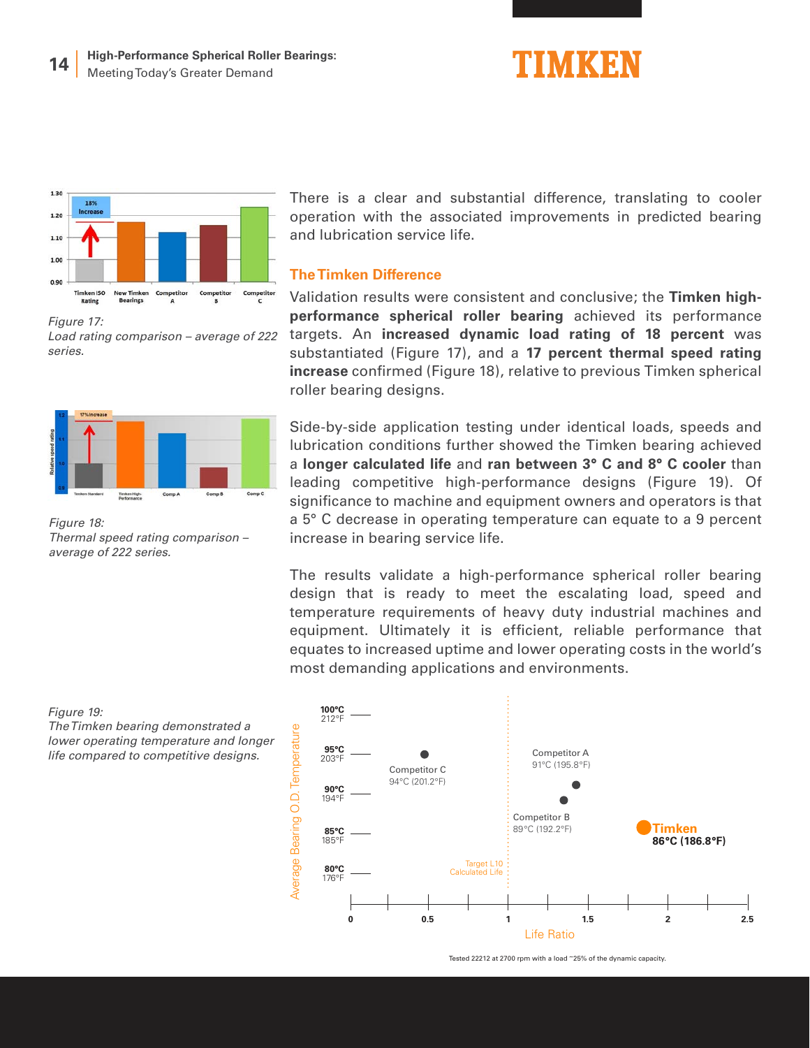Figure 17:
Load rating comparison – average of 222 series.

Figure 18:
Thermal speed rating comparison – average of 222 series.

There is a clear and substantial difference, translating to cooler operation with the associated improvements in predicted bearing and lubrication service life.

### The Timken Difference

Validation results were consistent and conclusive; the **Timken high-performance spherical roller bearing** achieved its performance targets. An **increased dynamic load rating of 18 percent** was substantiated (Figure 17), and a **17 percent thermal speed rating increase** confirmed (Figure 18), relative to previous Timken spherical roller bearing designs.

Side-by-side application testing under identical loads, speeds and lubrication conditions further showed the Timken bearing achieved a **longer calculated life** and **ran between 3° C and 8° C cooler** than leading competitive high-performance designs (Figure 19). Of significance to machine and equipment owners and operators is that a 5° C decrease in operating temperature can equate to a 9 percent increase in bearing service life.

The results validate a high-performance spherical roller bearing design that is ready to meet the escalating load, speed and temperature requirements of heavy duty industrial machines and equipment. Ultimately it is efficient, reliable performance that equates to increased uptime and lower operating costs in the world's most demanding applications and environments.

Figure 19:
The Timken bearing demonstrated a lower operating temperature and longer life compared to competitive designs.

Tested 22212 at 2700 rpm with a load ~25% of the dynamic capacity.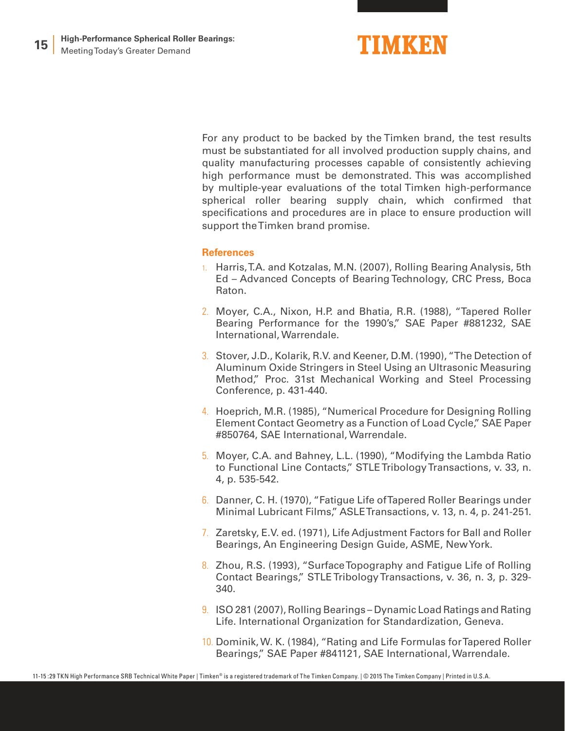For any product to be backed by the Timken brand, the test results must be substantiated for all involved production supply chains, and quality manufacturing processes capable of consistently achieving high performance must be demonstrated. This was accomplished by multiple-year evaluations of the total Timken high-performance spherical roller bearing supply chain, which confirmed that specifications and procedures are in place to ensure production will support the Timken brand promise.

## References

1. Harris, T.A. and Kotzalas, M.N. (2007), Rolling Bearing Analysis, 5th Ed – Advanced Concepts of Bearing Technology, CRC Press, Boca Raton.

2. Moyer, C.A., Nixon, H.P. and Bhatia, R.R. (1988), "Tapered Roller Bearing Performance for the 1990's," SAE Paper #881232, SAE International, Warrendale.

3. Stover, J.D., Kolarik, R.V. and Keener, D.M. (1990), "The Detection of Aluminum Oxide Stringers in Steel Using an Ultrasonic Measuring Method," Proc. 31st Mechanical Working and Steel Processing Conference, p. 431-440.

4. Hoeprich, M.R. (1985), "Numerical Procedure for Designing Rolling Element Contact Geometry as a Function of Load Cycle," SAE Paper #850764, SAE International, Warrendale.

5. Moyer, C.A. and Bahney, L.L. (1990), "Modifying the Lambda Ratio to Functional Line Contacts," STLE Tribology Transactions, v. 33, n. 4, p. 535-542.

6. Danner, C. H. (1970), "Fatigue Life of Tapered Roller Bearings under Minimal Lubricant Films," ASLE Transactions, v. 13, n. 4, p. 241-251.

7. Zaretsky, E.V. ed. (1971), Life Adjustment Factors for Ball and Roller Bearings, An Engineering Design Guide, ASME, New York.

8. Zhou, R.S. (1993), "Surface Topography and Fatigue Life of Rolling Contact Bearings," STLE Tribology Transactions, v. 36, n. 3, p. 329-340.

9. ISO 281 (2007), Rolling Bearings – Dynamic Load Ratings and Rating Life. International Organization for Standardization, Geneva.

10. Dominik, W. K. (1984), "Rating and Life Formulas for Tapered Roller Bearings," SAE Paper #841121, SAE International, Warrendale.

11-15 :29 TKN High Performance SRB Technical White Paper | Timken® is a registered trademark of The Timken Company. | © 2015 The Timken Company | Printed in U.S.A.